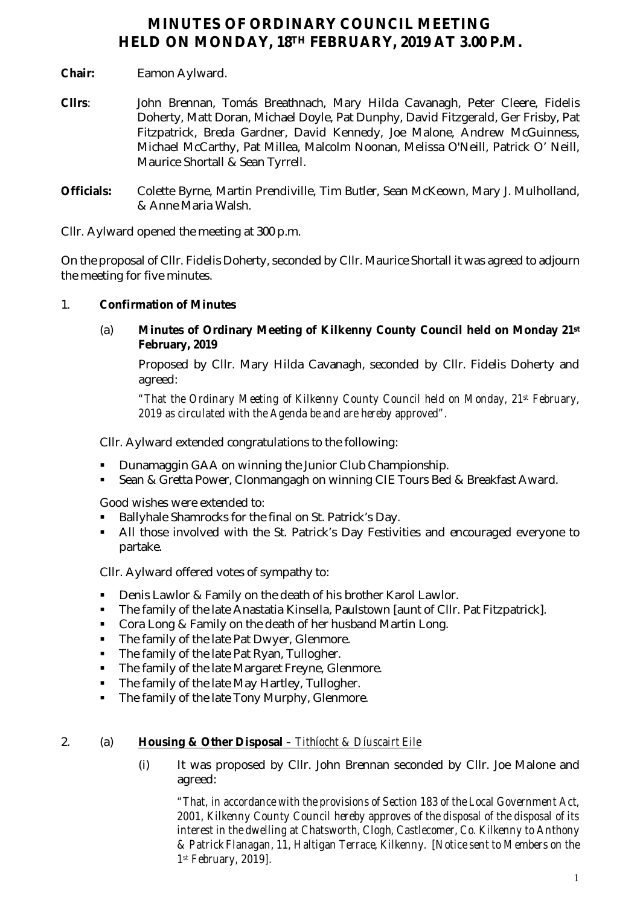# MINUTES OF ORDINARY COUNCIL MEETING HELD ON MONDAY, 18TH FEBRUARY, 2019 AT 3.00 P.M.

**Chair:** Eamon Aylward.

**Cllrs**: John Brennan, Tomás Breathnach, Mary Hilda Cavanagh, Peter Cleere, Fidelis Doherty, Matt Doran, Michael Doyle, Pat Dunphy, David Fitzgerald, Ger Frisby, Pat Fitzpatrick, Breda Gardner, David Kennedy, Joe Malone, Andrew McGuinness, Michael McCarthy, Pat Millea, Malcolm Noonan, Melissa O'Neill, Patrick O' Neill, Maurice Shortall & Sean Tyrrell.

**Officials:** Colette Byrne, Martin Prendiville, Tim Butler, Sean McKeown, Mary J. Mulholland, & Anne Maria Walsh.

Cllr. Aylward opened the meeting at 300 p.m.

On the proposal of Cllr. Fidelis Doherty, seconded by Cllr. Maurice Shortall it was agreed to adjourn the meeting for five minutes.

1. **Confirmation of Minutes**

   (a) **Minutes of Ordinary Meeting of Kilkenny County Council held on Monday 21st February, 2019**

   Proposed by Cllr. Mary Hilda Cavanagh, seconded by Cllr. Fidelis Doherty and agreed:

   *"That the Ordinary Meeting of Kilkenny County Council held on Monday, 21st February, 2019 as circulated with the Agenda be and are hereby approved".*

   Cllr. Aylward extended congratulations to the following:

   - Dunamaggin GAA on winning the Junior Club Championship.
   - Sean & Gretta Power, Clonmangagh on winning CIE Tours Bed & Breakfast Award.

   Good wishes were extended to:

   - Ballyhale Shamrocks for the final on St. Patrick's Day.
   - All those involved with the St. Patrick's Day Festivities and encouraged everyone to partake.

   Cllr. Aylward offered votes of sympathy to:

   - Denis Lawlor & Family on the death of his brother Karol Lawlor.
   - The family of the late Anastatia Kinsella, Paulstown [aunt of Cllr. Pat Fitzpatrick].
   - Cora Long & Family on the death of her husband Martin Long.
   - The family of the late Pat Dwyer, Glenmore.
   - The family of the late Pat Ryan, Tullogher.
   - The family of the late Margaret Freyne, Glenmore.
   - The family of the late May Hartley, Tullogher.
   - The family of the late Tony Murphy, Glenmore.

2. (a) **Housing & Other Disposal** *– Tithíocht & Díuscairt Eile*

   (i) It was proposed by Cllr. John Brennan seconded by Cllr. Joe Malone and agreed:

   *"That, in accordance with the provisions of Section 183 of the Local Government Act, 2001, Kilkenny County Council hereby approves of the disposal of the disposal of its interest in the dwelling at Chatsworth, Clogh, Castlecomer, Co. Kilkenny to Anthony & Patrick Flanagan, 11, Haltigan Terrace, Kilkenny. [Notice sent to Members on the 1st February, 2019].*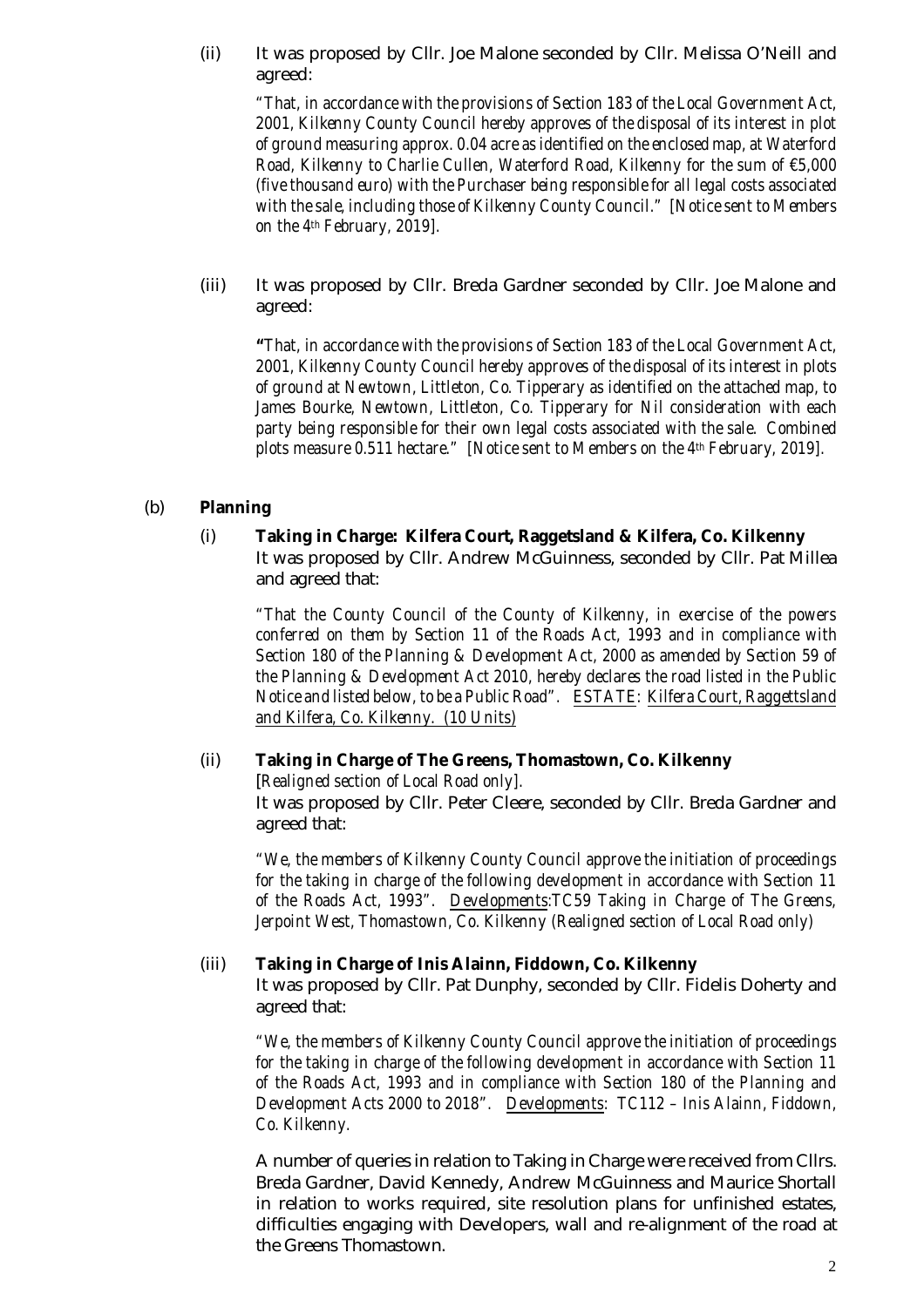(ii) It was proposed by Cllr. Joe Malone seconded by Cllr. Melissa O'Neill and agreed:

> *"That, in accordance with the provisions of Section 183 of the Local Government Act, 2001, Kilkenny County Council hereby approves of the disposal of its interest in plot of ground measuring approx. 0.04 acre as identified on the enclosed map, at Waterford Road, Kilkenny to Charlie Cullen, Waterford Road, Kilkenny for the sum of €5,000 (five thousand euro) with the Purchaser being responsible for all legal costs associated with the sale, including those of Kilkenny County Council." [Notice sent to Members on the 4th February, 2019].*

(iii) It was proposed by Cllr. Breda Gardner seconded by Cllr. Joe Malone and agreed:

> **"***That, in accordance with the provisions of Section 183 of the Local Government Act, 2001, Kilkenny County Council hereby approves of the disposal of its interest in plots of ground at Newtown, Littleton, Co. Tipperary as identified on the attached map, to James Bourke, Newtown, Littleton, Co. Tipperary for Nil consideration with each party being responsible for their own legal costs associated with the sale. Combined plots measure 0.511 hectare." [Notice sent to Members on the 4th February, 2019].*

(b) **Planning**

(i) **Taking in Charge: Kilfera Court, Raggetsland & Kilfera, Co. Kilkenny**
It was proposed by Cllr. Andrew McGuinness, seconded by Cllr. Pat Millea and agreed that:

> *"That the County Council of the County of Kilkenny, in exercise of the powers conferred on them by Section 11 of the Roads Act, 1993 and in compliance with Section 180 of the Planning & Development Act, 2000 as amended by Section 59 of the Planning & Development Act 2010, hereby declares the road listed in the Public Notice and listed below, to be a Public Road". ESTATE: Kilfera Court, Raggettsland and Kilfera, Co. Kilkenny. (10 Units)*

(ii) **Taking in Charge of The Greens, Thomastown, Co. Kilkenny**
*[Realigned section of Local Road only].*
It was proposed by Cllr. Peter Cleere, seconded by Cllr. Breda Gardner and agreed that:

> *"We, the members of Kilkenny County Council approve the initiation of proceedings for the taking in charge of the following development in accordance with Section 11 of the Roads Act, 1993". Developments:TC59 Taking in Charge of The Greens, Jerpoint West, Thomastown, Co. Kilkenny (Realigned section of Local Road only)*

(iii) **Taking in Charge of Inis Alainn, Fiddown, Co. Kilkenny**
It was proposed by Cllr. Pat Dunphy, seconded by Cllr. Fidelis Doherty and agreed that:

> *"We, the members of Kilkenny County Council approve the initiation of proceedings for the taking in charge of the following development in accordance with Section 11 of the Roads Act, 1993 and in compliance with Section 180 of the Planning and Development Acts 2000 to 2018". Developments: TC112 – Inis Alainn, Fiddown, Co. Kilkenny.*

A number of queries in relation to Taking in Charge were received from Cllrs. Breda Gardner, David Kennedy, Andrew McGuinness and Maurice Shortall in relation to works required, site resolution plans for unfinished estates, difficulties engaging with Developers, wall and re-alignment of the road at the Greens Thomastown.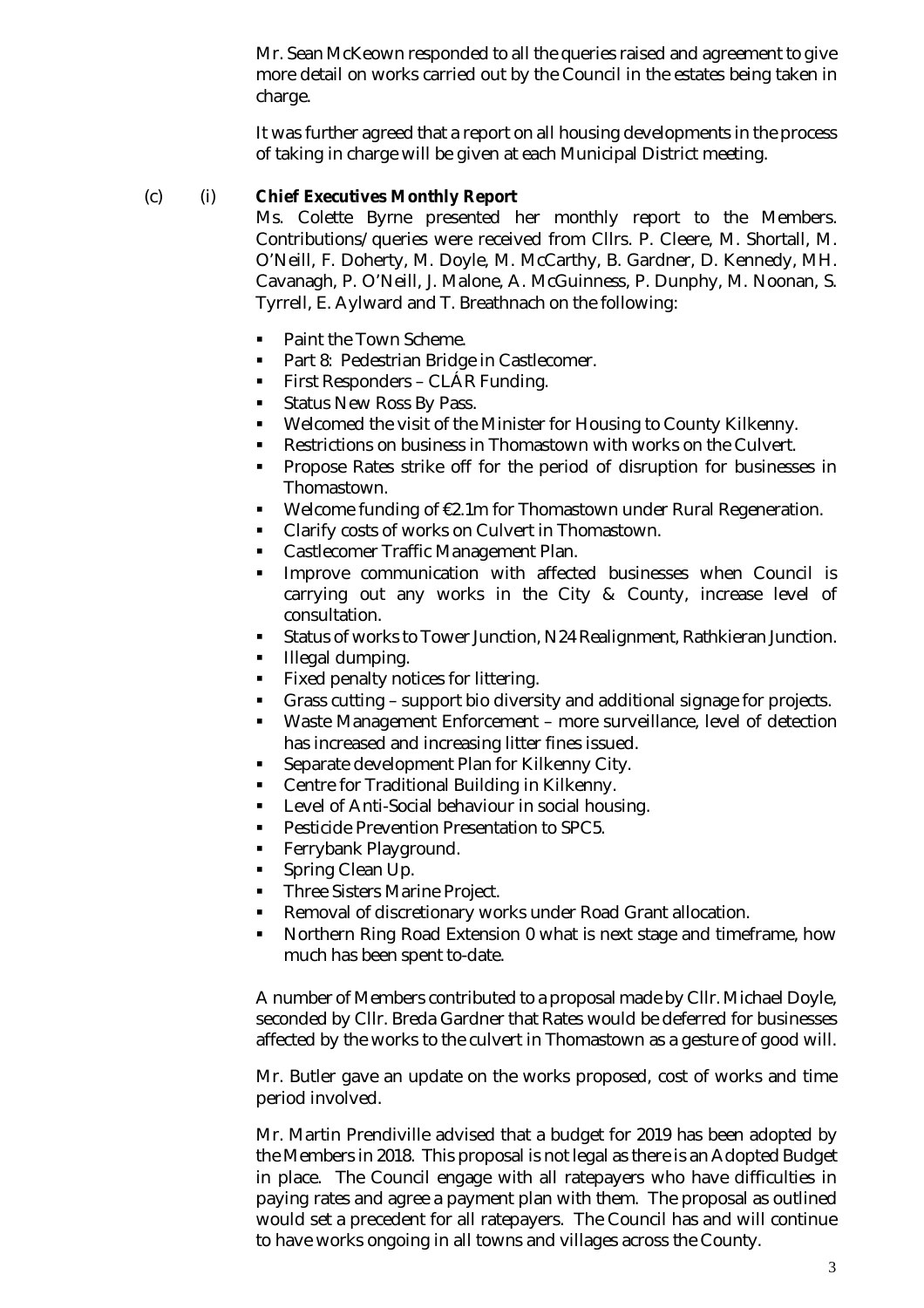Mr. Sean McKeown responded to all the queries raised and agreement to give more detail on works carried out by the Council in the estates being taken in charge.

It was further agreed that a report on all housing developments in the process of taking in charge will be given at each Municipal District meeting.

(c) (i) **Chief Executives Monthly Report**

Ms. Colette Byrne presented her monthly report to the Members. Contributions/queries were received from Cllrs. P. Cleere, M. Shortall, M. O'Neill, F. Doherty, M. Doyle, M. McCarthy, B. Gardner, D. Kennedy, MH. Cavanagh, P. O'Neill, J. Malone, A. McGuinness, P. Dunphy, M. Noonan, S. Tyrrell, E. Aylward and T. Breathnach on the following:

- Paint the Town Scheme.
- Part 8: Pedestrian Bridge in Castlecomer.
- First Responders – CLÁR Funding.
- Status New Ross By Pass.
- Welcomed the visit of the Minister for Housing to County Kilkenny.
- Restrictions on business in Thomastown with works on the Culvert.
- Propose Rates strike off for the period of disruption for businesses in Thomastown.
- Welcome funding of €2.1m for Thomastown under Rural Regeneration.
- Clarify costs of works on Culvert in Thomastown.
- Castlecomer Traffic Management Plan.
- Improve communication with affected businesses when Council is carrying out any works in the City & County, increase level of consultation.
- Status of works to Tower Junction, N24 Realignment, Rathkieran Junction.
- Illegal dumping.
- Fixed penalty notices for littering.
- Grass cutting – support bio diversity and additional signage for projects.
- Waste Management Enforcement – more surveillance, level of detection has increased and increasing litter fines issued.
- Separate development Plan for Kilkenny City.
- Centre for Traditional Building in Kilkenny.
- Level of Anti-Social behaviour in social housing.
- Pesticide Prevention Presentation to SPC5.
- Ferrybank Playground.
- Spring Clean Up.
- Three Sisters Marine Project.
- Removal of discretionary works under Road Grant allocation.
- Northern Ring Road Extension 0 what is next stage and timeframe, how much has been spent to-date.

A number of Members contributed to a proposal made by Cllr. Michael Doyle, seconded by Cllr. Breda Gardner that Rates would be deferred for businesses affected by the works to the culvert in Thomastown as a gesture of good will.

Mr. Butler gave an update on the works proposed, cost of works and time period involved.

Mr. Martin Prendiville advised that a budget for 2019 has been adopted by the Members in 2018. This proposal is not legal as there is an Adopted Budget in place. The Council engage with all ratepayers who have difficulties in paying rates and agree a payment plan with them. The proposal as outlined would set a precedent for all ratepayers. The Council has and will continue to have works ongoing in all towns and villages across the County.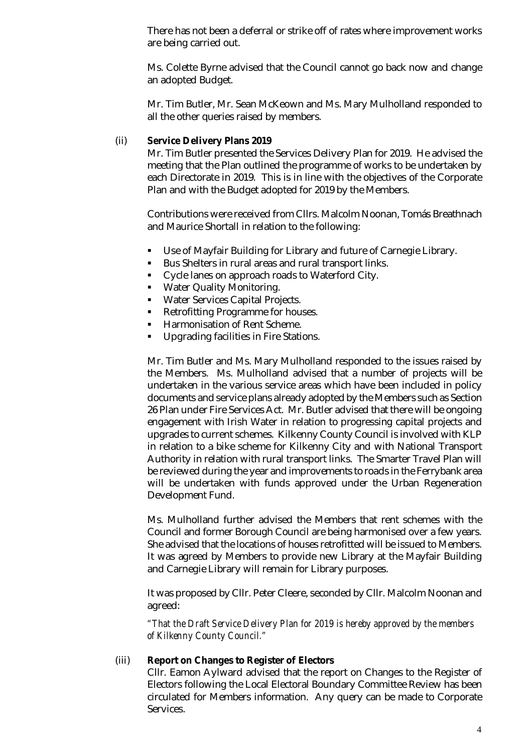There has not been a deferral or strike off of rates where improvement works are being carried out.

Ms. Colette Byrne advised that the Council cannot go back now and change an adopted Budget.

Mr. Tim Butler, Mr. Sean McKeown and Ms. Mary Mulholland responded to all the other queries raised by members.

(ii) **Service Delivery Plans 2019**

Mr. Tim Butler presented the Services Delivery Plan for 2019. He advised the meeting that the Plan outlined the programme of works to be undertaken by each Directorate in 2019. This is in line with the objectives of the Corporate Plan and with the Budget adopted for 2019 by the Members.

Contributions were received from Cllrs. Malcolm Noonan, Tomás Breathnach and Maurice Shortall in relation to the following:

- Use of Mayfair Building for Library and future of Carnegie Library.
- Bus Shelters in rural areas and rural transport links.
- Cycle lanes on approach roads to Waterford City.
- Water Quality Monitoring.
- Water Services Capital Projects.
- Retrofitting Programme for houses.
- Harmonisation of Rent Scheme.
- Upgrading facilities in Fire Stations.

Mr. Tim Butler and Ms. Mary Mulholland responded to the issues raised by the Members. Ms. Mulholland advised that a number of projects will be undertaken in the various service areas which have been included in policy documents and service plans already adopted by the Members such as Section 26 Plan under Fire Services Act. Mr. Butler advised that there will be ongoing engagement with Irish Water in relation to progressing capital projects and upgrades to current schemes. Kilkenny County Council is involved with KLP in relation to a bike scheme for Kilkenny City and with National Transport Authority in relation with rural transport links. The Smarter Travel Plan will be reviewed during the year and improvements to roads in the Ferrybank area will be undertaken with funds approved under the Urban Regeneration Development Fund.

Ms. Mulholland further advised the Members that rent schemes with the Council and former Borough Council are being harmonised over a few years. She advised that the locations of houses retrofitted will be issued to Members. It was agreed by Members to provide new Library at the Mayfair Building and Carnegie Library will remain for Library purposes.

It was proposed by Cllr. Peter Cleere, seconded by Cllr. Malcolm Noonan and agreed:

*"That the Draft Service Delivery Plan for 2019 is hereby approved by the members of Kilkenny County Council."*

(iii) **Report on Changes to Register of Electors**

Cllr. Eamon Aylward advised that the report on Changes to the Register of Electors following the Local Electoral Boundary Committee Review has been circulated for Members information. Any query can be made to Corporate Services.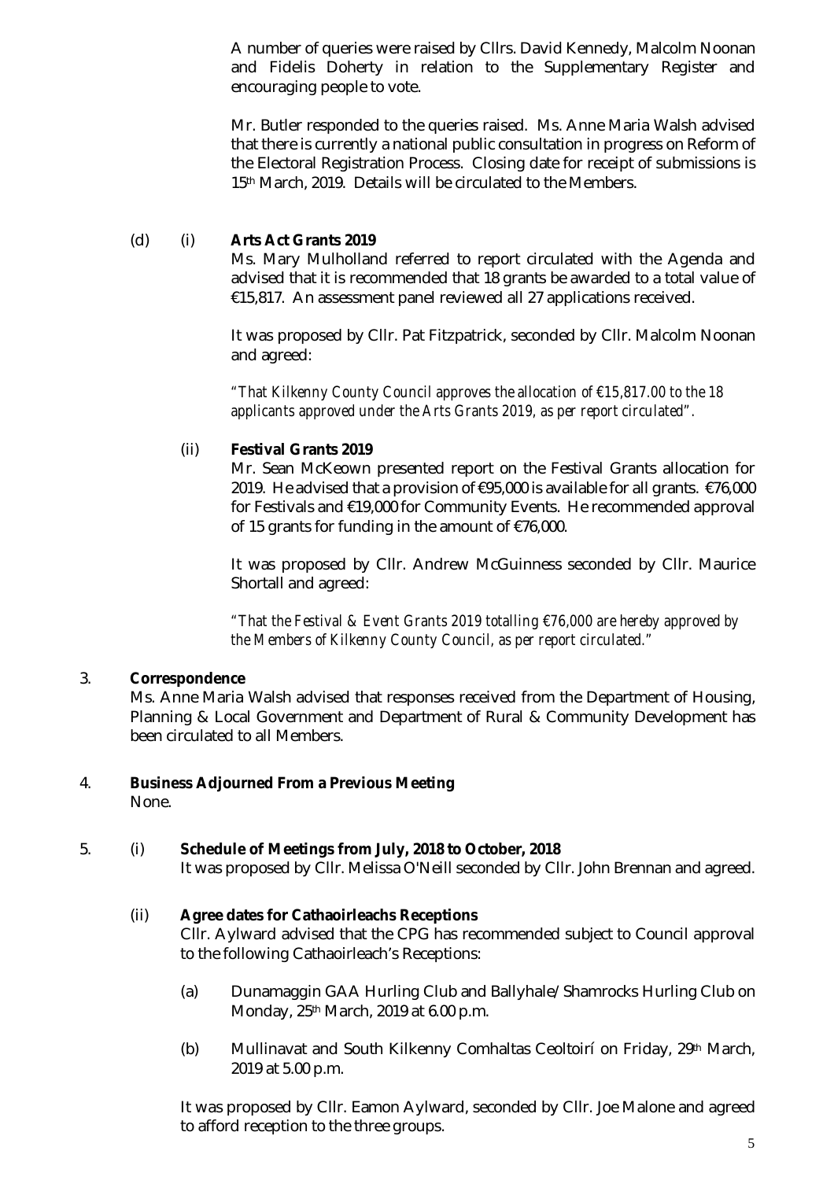A number of queries were raised by Cllrs. David Kennedy, Malcolm Noonan and Fidelis Doherty in relation to the Supplementary Register and encouraging people to vote.

Mr. Butler responded to the queries raised. Ms. Anne Maria Walsh advised that there is currently a national public consultation in progress on Reform of the Electoral Registration Process. Closing date for receipt of submissions is 15th March, 2019. Details will be circulated to the Members.

(d) (i) **Arts Act Grants 2019**

Ms. Mary Mulholland referred to report circulated with the Agenda and advised that it is recommended that 18 grants be awarded to a total value of €15,817. An assessment panel reviewed all 27 applications received.

It was proposed by Cllr. Pat Fitzpatrick, seconded by Cllr. Malcolm Noonan and agreed:

*"That Kilkenny County Council approves the allocation of €15,817.00 to the 18 applicants approved under the Arts Grants 2019, as per report circulated".*

(ii) **Festival Grants 2019**

Mr. Sean McKeown presented report on the Festival Grants allocation for 2019. He advised that a provision of €95,000 is available for all grants. €76,000 for Festivals and €19,000 for Community Events. He recommended approval of 15 grants for funding in the amount of €76,000.

It was proposed by Cllr. Andrew McGuinness seconded by Cllr. Maurice Shortall and agreed:

*"That the Festival & Event Grants 2019 totalling €76,000 are hereby approved by the Members of Kilkenny County Council, as per report circulated."*

3. **Correspondence**

Ms. Anne Maria Walsh advised that responses received from the Department of Housing, Planning & Local Government and Department of Rural & Community Development has been circulated to all Members.

4. **Business Adjourned From a Previous Meeting**

None.

5. (i) **Schedule of Meetings from July, 2018 to October, 2018**

It was proposed by Cllr. Melissa O'Neill seconded by Cllr. John Brennan and agreed.

(ii) **Agree dates for Cathaoirleachs Receptions**

Cllr. Aylward advised that the CPG has recommended subject to Council approval to the following Cathaoirleach's Receptions:

(a) Dunamaggin GAA Hurling Club and Ballyhale/Shamrocks Hurling Club on Monday, 25th March, 2019 at 6.00 p.m.

(b) Mullinavat and South Kilkenny Comhaltas Ceoltoirí on Friday, 29th March, 2019 at 5.00 p.m.

It was proposed by Cllr. Eamon Aylward, seconded by Cllr. Joe Malone and agreed to afford reception to the three groups.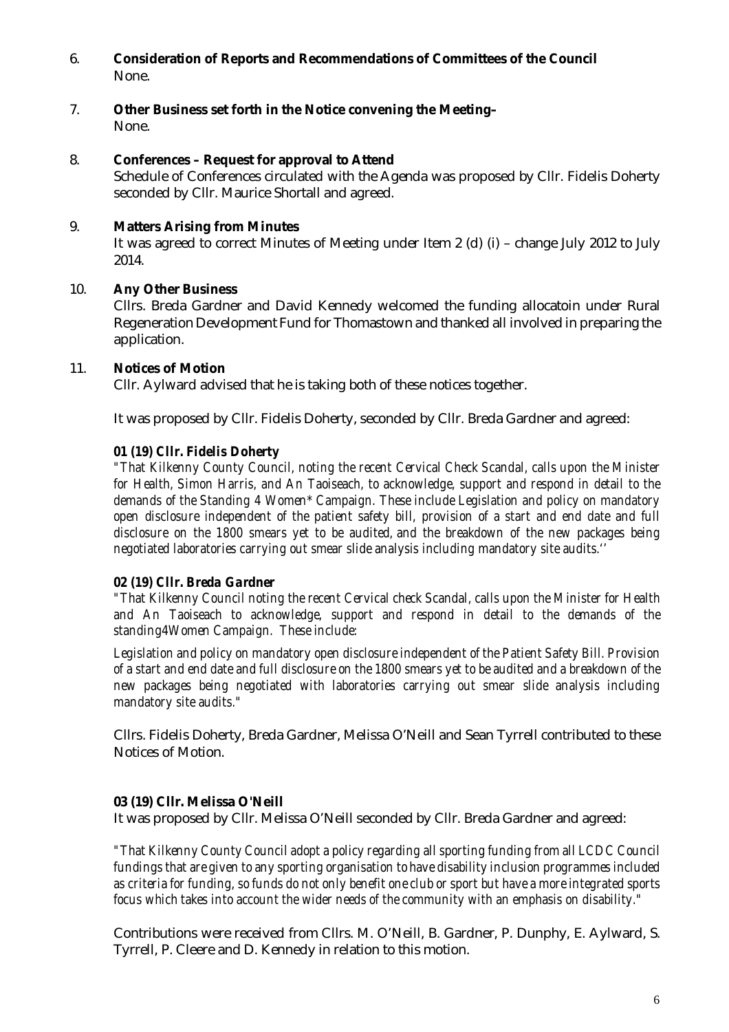6. **Consideration of Reports and Recommendations of Committees of the Council**
   None.

7. **Other Business set forth in the Notice convening the Meeting–**
   None.

8. **Conferences – Request for approval to Attend**
   Schedule of Conferences circulated with the Agenda was proposed by Cllr. Fidelis Doherty seconded by Cllr. Maurice Shortall and agreed.

9. **Matters Arising from Minutes**
   It was agreed to correct Minutes of Meeting under Item 2 (d) (i) – change July 2012 to July 2014.

10. **Any Other Business**
    Cllrs. Breda Gardner and David Kennedy welcomed the funding allocatoin under Rural Regeneration Development Fund for Thomastown and thanked all involved in preparing the application.

11. **Notices of Motion**
    Cllr. Aylward advised that he is taking both of these notices together.

    It was proposed by Cllr. Fidelis Doherty, seconded by Cllr. Breda Gardner and agreed:

    ***01 (19) Cllr. Fidelis Doherty***

    *"That Kilkenny County Council, noting the recent Cervical Check Scandal, calls upon the Minister for Health, Simon Harris, and An Taoiseach, to acknowledge, support and respond in detail to the demands of the Standing 4 Women* Campaign. These include Legislation and policy on mandatory open disclosure independent of the patient safety bill, provision of a start and end date and full disclosure on the 1800 smears yet to be audited, and the breakdown of the new packages being negotiated laboratories carrying out smear slide analysis including mandatory site audits.''*

    ***02 (19) Cllr. Breda Gardner***

    *"That Kilkenny Council noting the recent Cervical check Scandal, calls upon the Minister for Health and An Taoiseach to acknowledge, support and respond in detail to the demands of the standing4Women Campaign. These include:*

    *Legislation and policy on mandatory open disclosure independent of the Patient Safety Bill. Provision of a start and end date and full disclosure on the 1800 smears yet to be audited and a breakdown of the new packages being negotiated with laboratories carrying out smear slide analysis including mandatory site audits."*

    Cllrs. Fidelis Doherty, Breda Gardner, Melissa O'Neill and Sean Tyrrell contributed to these Notices of Motion.

    ***03 (19) Cllr. Melissa O'Neill***

    It was proposed by Cllr. Melissa O'Neill seconded by Cllr. Breda Gardner and agreed:

    *"That Kilkenny County Council adopt a policy regarding all sporting funding from all LCDC Council fundings that are given to any sporting organisation to have disability inclusion programmes included as criteria for funding, so funds do not only benefit one club or sport but have a more integrated sports focus which takes into account the wider needs of the community with an emphasis on disability."*

    Contributions were received from Cllrs. M. O'Neill, B. Gardner, P. Dunphy, E. Aylward, S. Tyrrell, P. Cleere and D. Kennedy in relation to this motion.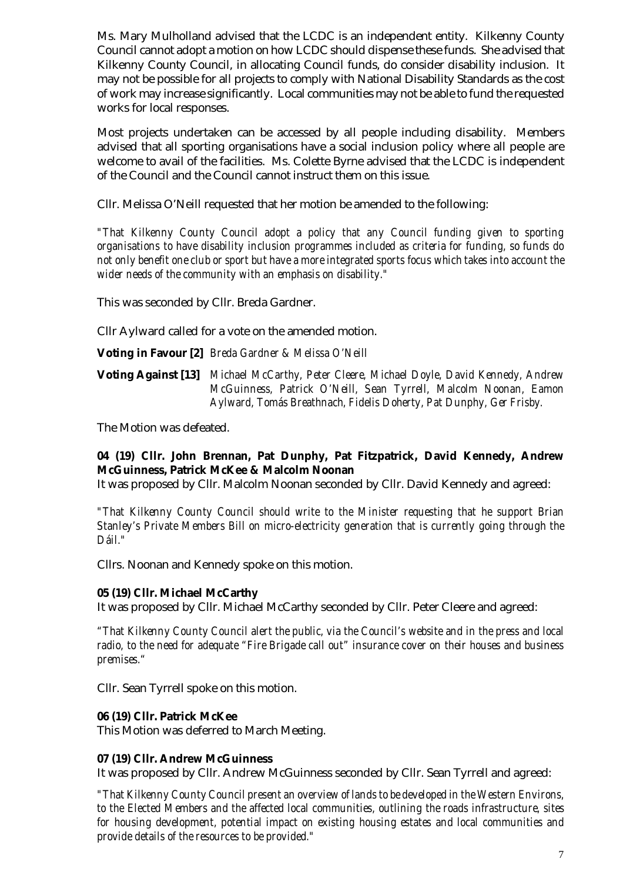Ms. Mary Mulholland advised that the LCDC is an independent entity. Kilkenny County Council cannot adopt a motion on how LCDC should dispense these funds. She advised that Kilkenny County Council, in allocating Council funds, do consider disability inclusion. It may not be possible for all projects to comply with National Disability Standards as the cost of work may increase significantly. Local communities may not be able to fund the requested works for local responses.

Most projects undertaken can be accessed by all people including disability. Members advised that all sporting organisations have a social inclusion policy where all people are welcome to avail of the facilities. Ms. Colette Byrne advised that the LCDC is independent of the Council and the Council cannot instruct them on this issue.

Cllr. Melissa O'Neill requested that her motion be amended to the following:

*"That Kilkenny County Council adopt a policy that any Council funding given to sporting organisations to have disability inclusion programmes included as criteria for funding, so funds do not only benefit one club or sport but have a more integrated sports focus which takes into account the wider needs of the community with an emphasis on disability."*

This was seconded by Cllr. Breda Gardner.

Cllr Aylward called for a vote on the amended motion.

**Voting in Favour [2]** *Breda Gardner & Melissa O'Neill*

**Voting Against [13]** *Michael McCarthy, Peter Cleere, Michael Doyle, David Kennedy, Andrew McGuinness, Patrick O'Neill, Sean Tyrrell, Malcolm Noonan, Eamon Aylward, Tomás Breathnach, Fidelis Doherty, Pat Dunphy, Ger Frisby.*

The Motion was defeated.

**04 (19) Cllr. John Brennan, Pat Dunphy, Pat Fitzpatrick, David Kennedy, Andrew McGuinness, Patrick McKee & Malcolm Noonan**

It was proposed by Cllr. Malcolm Noonan seconded by Cllr. David Kennedy and agreed:

*"That Kilkenny County Council should write to the Minister requesting that he support Brian Stanley's Private Members Bill on micro-electricity generation that is currently going through the Dáil."*

Cllrs. Noonan and Kennedy spoke on this motion.

**05 (19) Cllr. Michael McCarthy**

It was proposed by Cllr. Michael McCarthy seconded by Cllr. Peter Cleere and agreed:

*"That Kilkenny County Council alert the public, via the Council's website and in the press and local radio, to the need for adequate "Fire Brigade call out" insurance cover on their houses and business premises."*

Cllr. Sean Tyrrell spoke on this motion.

**06 (19) Cllr. Patrick McKee**

This Motion was deferred to March Meeting.

**07 (19) Cllr. Andrew McGuinness**

It was proposed by Cllr. Andrew McGuinness seconded by Cllr. Sean Tyrrell and agreed:

*"That Kilkenny County Council present an overview of lands to be developed in the Western Environs, to the Elected Members and the affected local communities, outlining the roads infrastructure, sites for housing development, potential impact on existing housing estates and local communities and provide details of the resources to be provided."*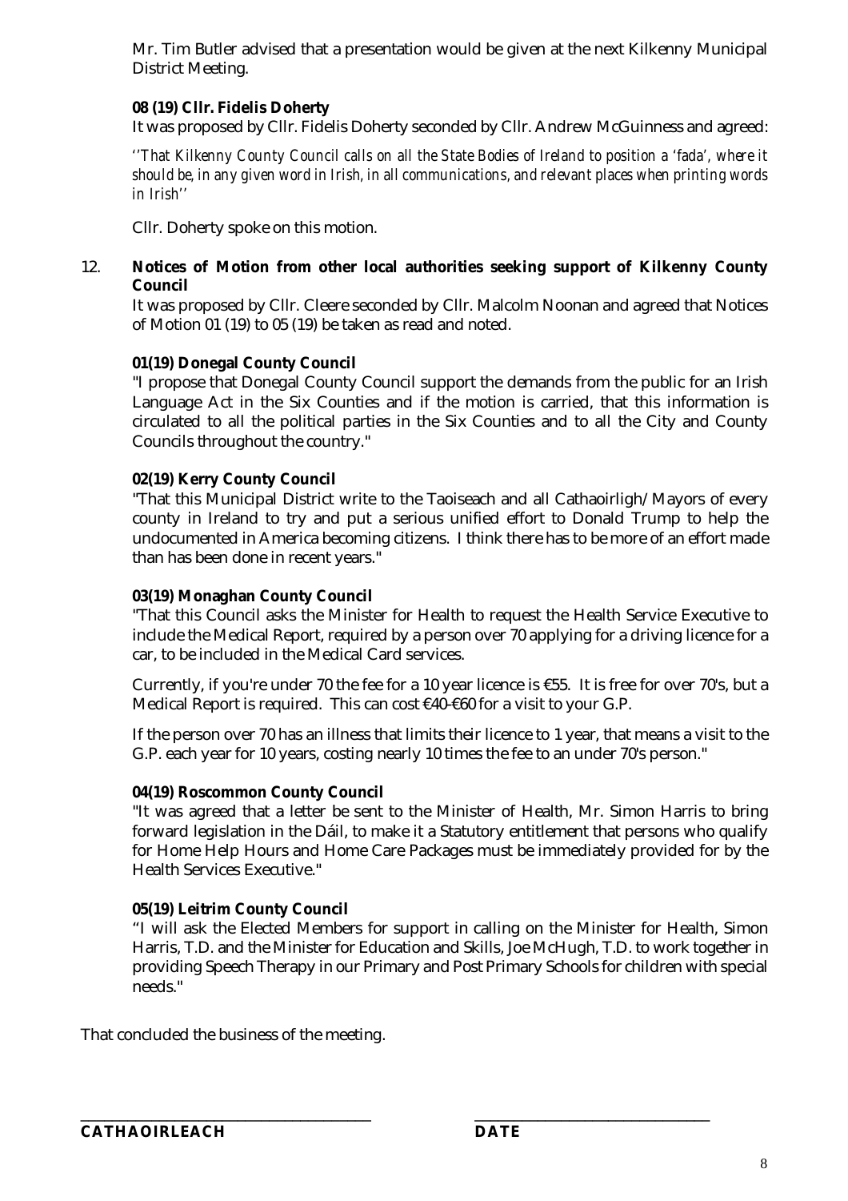Mr. Tim Butler advised that a presentation would be given at the next Kilkenny Municipal District Meeting.

**08 (19) Cllr. Fidelis Doherty**

It was proposed by Cllr. Fidelis Doherty seconded by Cllr. Andrew McGuinness and agreed:

*''That Kilkenny County Council calls on all the State Bodies of Ireland to position a 'fada', where it should be, in any given word in Irish, in all communications, and relevant places when printing words in Irish''*

Cllr. Doherty spoke on this motion.

12. **Notices of Motion from other local authorities seeking support of Kilkenny County Council**

It was proposed by Cllr. Cleere seconded by Cllr. Malcolm Noonan and agreed that Notices of Motion 01 (19) to 05 (19) be taken as read and noted.

**01(19) Donegal County Council**

"I propose that Donegal County Council support the demands from the public for an Irish Language Act in the Six Counties and if the motion is carried, that this information is circulated to all the political parties in the Six Counties and to all the City and County Councils throughout the country."

**02(19) Kerry County Council**

"That this Municipal District write to the Taoiseach and all Cathaoirligh/Mayors of every county in Ireland to try and put a serious unified effort to Donald Trump to help the undocumented in America becoming citizens. I think there has to be more of an effort made than has been done in recent years."

**03(19) Monaghan County Council**

"That this Council asks the Minister for Health to request the Health Service Executive to include the Medical Report, required by a person over 70 applying for a driving licence for a car, to be included in the Medical Card services.

Currently, if you're under 70 the fee for a 10 year licence is €55. It is free for over 70's, but a Medical Report is required. This can cost €40-€60 for a visit to your G.P.

If the person over 70 has an illness that limits their licence to 1 year, that means a visit to the G.P. each year for 10 years, costing nearly 10 times the fee to an under 70's person."

**04(19) Roscommon County Council**

"It was agreed that a letter be sent to the Minister of Health, Mr. Simon Harris to bring forward legislation in the Dáil, to make it a Statutory entitlement that persons who qualify for Home Help Hours and Home Care Packages must be immediately provided for by the Health Services Executive."

**05(19) Leitrim County Council**

"I will ask the Elected Members for support in calling on the Minister for Health, Simon Harris, T.D. and the Minister for Education and Skills, Joe McHugh, T.D. to work together in providing Speech Therapy in our Primary and Post Primary Schools for children with special needs."

That concluded the business of the meeting.

\_\_\_\_\_\_\_\_\_\_\_\_\_\_\_\_\_\_\_\_\_\_\_\_\_\_\_\_\_\_ \_\_\_\_\_\_\_\_\_\_\_\_\_\_\_\_\_\_\_\_\_\_\_\_\_\_\_\_\_\_

**CATHAOIRLEACH** **DATE**